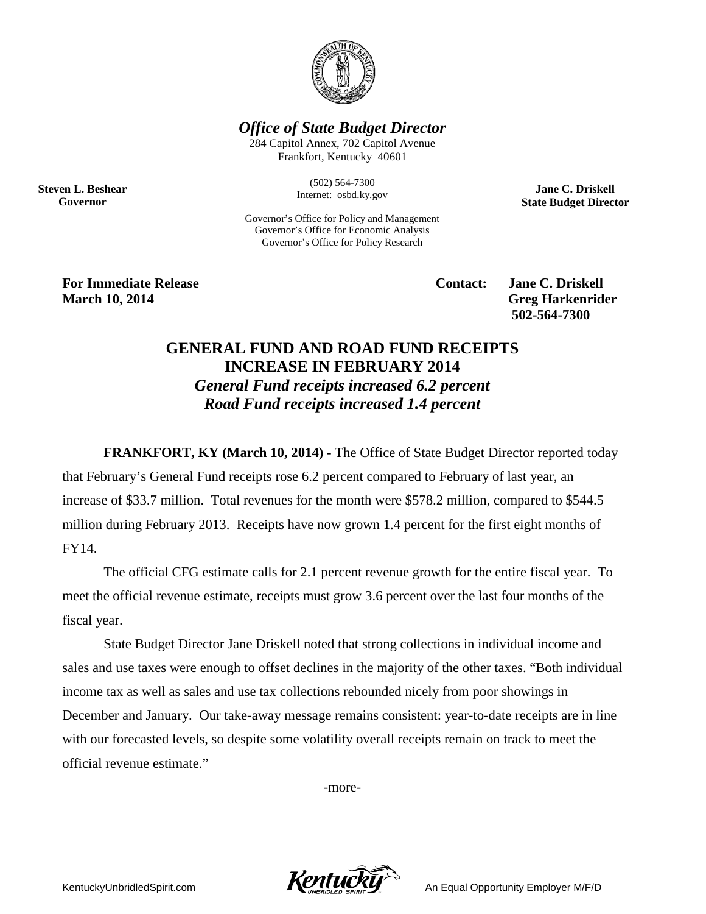***Office of State Budget Director***

284 Capitol Annex, 702 Capitol Avenue
Frankfort, Kentucky 40601

(502) 564-7300
Internet: osbd.ky.gov

Governor's Office for Policy and Management
Governor's Office for Economic Analysis
Governor's Office for Policy Research

**Steven L. Beshear**
**Governor**

**Jane C. Driskell**
**State Budget Director**

**For Immediate Release**
**March 10, 2014**

**Contact: Jane C. Driskell**
**Greg Harkenrider**
**502-564-7300**

# GENERAL FUND AND ROAD FUND RECEIPTS INCREASE IN FEBRUARY 2014

## *General Fund receipts increased 6.2 percent*
## *Road Fund receipts increased 1.4 percent*

**FRANKFORT, KY (March 10, 2014) -** The Office of State Budget Director reported today that February's General Fund receipts rose 6.2 percent compared to February of last year, an increase of $33.7 million. Total revenues for the month were $578.2 million, compared to $544.5 million during February 2013. Receipts have now grown 1.4 percent for the first eight months of FY14.

The official CFG estimate calls for 2.1 percent revenue growth for the entire fiscal year. To meet the official revenue estimate, receipts must grow 3.6 percent over the last four months of the fiscal year.

State Budget Director Jane Driskell noted that strong collections in individual income and sales and use taxes were enough to offset declines in the majority of the other taxes. "Both individual income tax as well as sales and use tax collections rebounded nicely from poor showings in December and January. Our take-away message remains consistent: year-to-date receipts are in line with our forecasted levels, so despite some volatility overall receipts remain on track to meet the official revenue estimate."

-more-

KentuckyUnbridledSpirit.com

An Equal Opportunity Employer M/F/D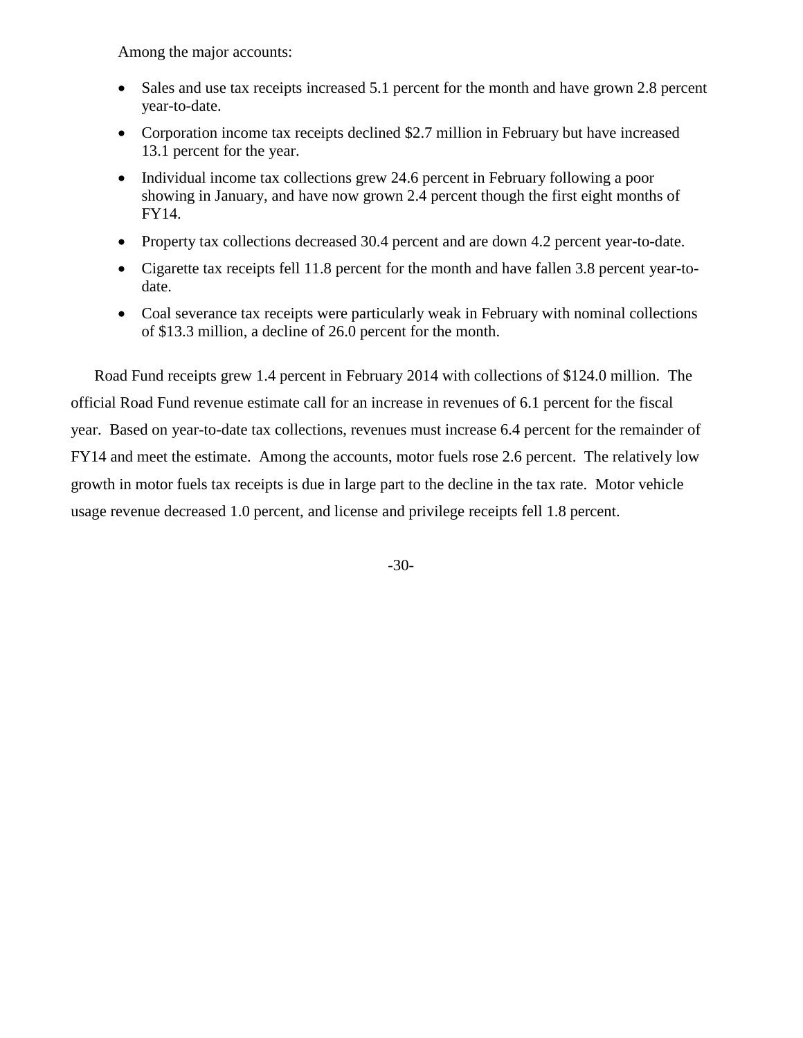Among the major accounts:

- Sales and use tax receipts increased 5.1 percent for the month and have grown 2.8 percent year-to-date.
- Corporation income tax receipts declined $2.7 million in February but have increased 13.1 percent for the year.
- Individual income tax collections grew 24.6 percent in February following a poor showing in January, and have now grown 2.4 percent though the first eight months of FY14.
- Property tax collections decreased 30.4 percent and are down 4.2 percent year-to-date.
- Cigarette tax receipts fell 11.8 percent for the month and have fallen 3.8 percent year-to-date.
- Coal severance tax receipts were particularly weak in February with nominal collections of $13.3 million, a decline of 26.0 percent for the month.

Road Fund receipts grew 1.4 percent in February 2014 with collections of $124.0 million. The official Road Fund revenue estimate call for an increase in revenues of 6.1 percent for the fiscal year. Based on year-to-date tax collections, revenues must increase 6.4 percent for the remainder of FY14 and meet the estimate. Among the accounts, motor fuels rose 2.6 percent. The relatively low growth in motor fuels tax receipts is due in large part to the decline in the tax rate. Motor vehicle usage revenue decreased 1.0 percent, and license and privilege receipts fell 1.8 percent.

-30-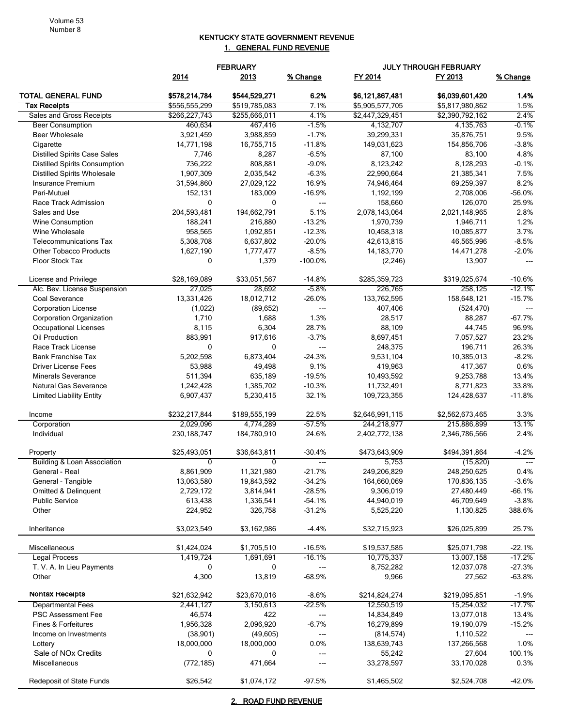# KENTUCKY STATE GOVERNMENT REVENUE

## 1. GENERAL FUND REVENUE

| | FEBRUARY | | | JULY THROUGH FEBRUARY | | |
|---|---|---|---|---|---|---|
| | 2014 | 2013 | % Change | FY 2014 | FY 2013 | % Change |
| **TOTAL GENERAL FUND** | **$578,214,784** | **$544,529,271** | **6.2%** | **$6,121,867,481** | **$6,039,601,420** | **1.4%** |
| **Tax Receipts** | $556,555,299 | $519,785,083 | 7.1% | $5,905,577,705 | $5,817,980,862 | 1.5% |
| Sales and Gross Receipts | $266,227,743 | $255,666,011 | 4.1% | $2,447,329,451 | $2,390,792,162 | 2.4% |
| Beer Consumption | 460,634 | 467,416 | -1.5% | 4,132,707 | 4,135,763 | -0.1% |
| Beer Wholesale | 3,921,459 | 3,988,859 | -1.7% | 39,299,331 | 35,876,751 | 9.5% |
| Cigarette | 14,771,198 | 16,755,715 | -11.8% | 149,031,623 | 154,856,706 | -3.8% |
| Distilled Spirits Case Sales | 7,746 | 8,287 | -6.5% | 87,100 | 83,100 | 4.8% |
| Distilled Spirits Consumption | 736,222 | 808,881 | -9.0% | 8,123,242 | 8,128,293 | -0.1% |
| Distilled Spirits Wholesale | 1,907,309 | 2,035,542 | -6.3% | 22,990,664 | 21,385,341 | 7.5% |
| Insurance Premium | 31,594,860 | 27,029,122 | 16.9% | 74,946,464 | 69,259,397 | 8.2% |
| Pari-Mutuel | 152,131 | 183,009 | -16.9% | 1,192,199 | 2,708,006 | -56.0% |
| Race Track Admission | 0 | 0 | --- | 158,660 | 126,070 | 25.9% |
| Sales and Use | 204,593,481 | 194,662,791 | 5.1% | 2,078,143,064 | 2,021,148,965 | 2.8% |
| Wine Consumption | 188,241 | 216,880 | -13.2% | 1,970,739 | 1,946,711 | 1.2% |
| Wine Wholesale | 958,565 | 1,092,851 | -12.3% | 10,458,318 | 10,085,877 | 3.7% |
| Telecommunications Tax | 5,308,708 | 6,637,802 | -20.0% | 42,613,815 | 46,565,996 | -8.5% |
| Other Tobacco Products | 1,627,190 | 1,777,477 | -8.5% | 14,183,770 | 14,471,278 | -2.0% |
| Floor Stock Tax | 0 | 1,379 | -100.0% | (2,246) | 13,907 | --- |
| License and Privilege | $28,169,089 | $33,051,567 | -14.8% | $285,359,723 | $319,025,674 | -10.6% |
| Alc. Bev. License Suspension | 27,025 | 28,692 | -5.8% | 226,765 | 258,125 | -12.1% |
| Coal Severance | 13,331,426 | 18,012,712 | -26.0% | 133,762,595 | 158,648,121 | -15.7% |
| Corporation License | (1,022) | (89,652) | --- | 407,406 | (524,470) | --- |
| Corporation Organization | 1,710 | 1,688 | 1.3% | 28,517 | 88,287 | -67.7% |
| Occupational Licenses | 8,115 | 6,304 | 28.7% | 88,109 | 44,745 | 96.9% |
| Oil Production | 883,991 | 917,616 | -3.7% | 8,697,451 | 7,057,527 | 23.2% |
| Race Track License | 0 | 0 | --- | 248,375 | 196,711 | 26.3% |
| Bank Franchise Tax | 5,202,598 | 6,873,404 | -24.3% | 9,531,104 | 10,385,013 | -8.2% |
| Driver License Fees | 53,988 | 49,498 | 9.1% | 419,963 | 417,367 | 0.6% |
| Minerals Severance | 511,394 | 635,189 | -19.5% | 10,493,592 | 9,253,788 | 13.4% |
| Natural Gas Severance | 1,242,428 | 1,385,702 | -10.3% | 11,732,491 | 8,771,823 | 33.8% |
| Limited Liability Entity | 6,907,437 | 5,230,415 | 32.1% | 109,723,355 | 124,428,637 | -11.8% |
| Income | $232,217,844 | $189,555,199 | 22.5% | $2,646,991,115 | $2,562,673,465 | 3.3% |
| Corporation | 2,029,096 | 4,774,289 | -57.5% | 244,218,977 | 215,886,899 | 13.1% |
| Individual | 230,188,747 | 184,780,910 | 24.6% | 2,402,772,138 | 2,346,786,566 | 2.4% |
| Property | $25,493,051 | $36,643,811 | -30.4% | $473,643,909 | $494,391,864 | -4.2% |
| Building & Loan Association | 0 | 0 | --- | 5,753 | (15,820) | --- |
| General - Real | 8,861,909 | 11,321,980 | -21.7% | 249,206,829 | 248,250,625 | 0.4% |
| General - Tangible | 13,063,580 | 19,843,592 | -34.2% | 164,660,069 | 170,836,135 | -3.6% |
| Omitted & Delinquent | 2,729,172 | 3,814,941 | -28.5% | 9,306,019 | 27,480,449 | -66.1% |
| Public Service | 613,438 | 1,336,541 | -54.1% | 44,940,019 | 46,709,649 | -3.8% |
| Other | 224,952 | 326,758 | -31.2% | 5,525,220 | 1,130,825 | 388.6% |
| Inheritance | $3,023,549 | $3,162,986 | -4.4% | $32,715,923 | $26,025,899 | 25.7% |
| Miscellaneous | $1,424,024 | $1,705,510 | -16.5% | $19,537,585 | $25,071,798 | -22.1% |
| Legal Process | 1,419,724 | 1,691,691 | -16.1% | 10,775,337 | 13,007,158 | -17.2% |
| T. V. A. In Lieu Payments | 0 | 0 | --- | 8,752,282 | 12,037,078 | -27.3% |
| Other | 4,300 | 13,819 | -68.9% | 9,966 | 27,562 | -63.8% |
| **Nontax Receipts** | $21,632,942 | $23,670,016 | -8.6% | $214,824,274 | $219,095,851 | -1.9% |
| Departmental Fees | 2,441,127 | 3,150,613 | -22.5% | 12,550,519 | 15,254,032 | -17.7% |
| PSC Assessment Fee | 46,574 | 422 | --- | 14,834,849 | 13,077,018 | 13.4% |
| Fines & Forfeitures | 1,956,328 | 2,096,920 | -6.7% | 16,279,899 | 19,190,079 | -15.2% |
| Income on Investments | (38,901) | (49,605) | --- | (814,574) | 1,110,522 | --- |
| Lottery | 18,000,000 | 18,000,000 | 0.0% | 138,639,743 | 137,266,568 | 1.0% |
| Sale of NOx Credits | 0 | 0 | --- | 55,242 | 27,604 | 100.1% |
| Miscellaneous | (772,185) | 471,664 | --- | 33,278,597 | 33,170,028 | 0.3% |
| Redeposit of State Funds | $26,542 | $1,074,172 | -97.5% | $1,465,502 | $2,524,708 | -42.0% |

## 2. ROAD FUND REVENUE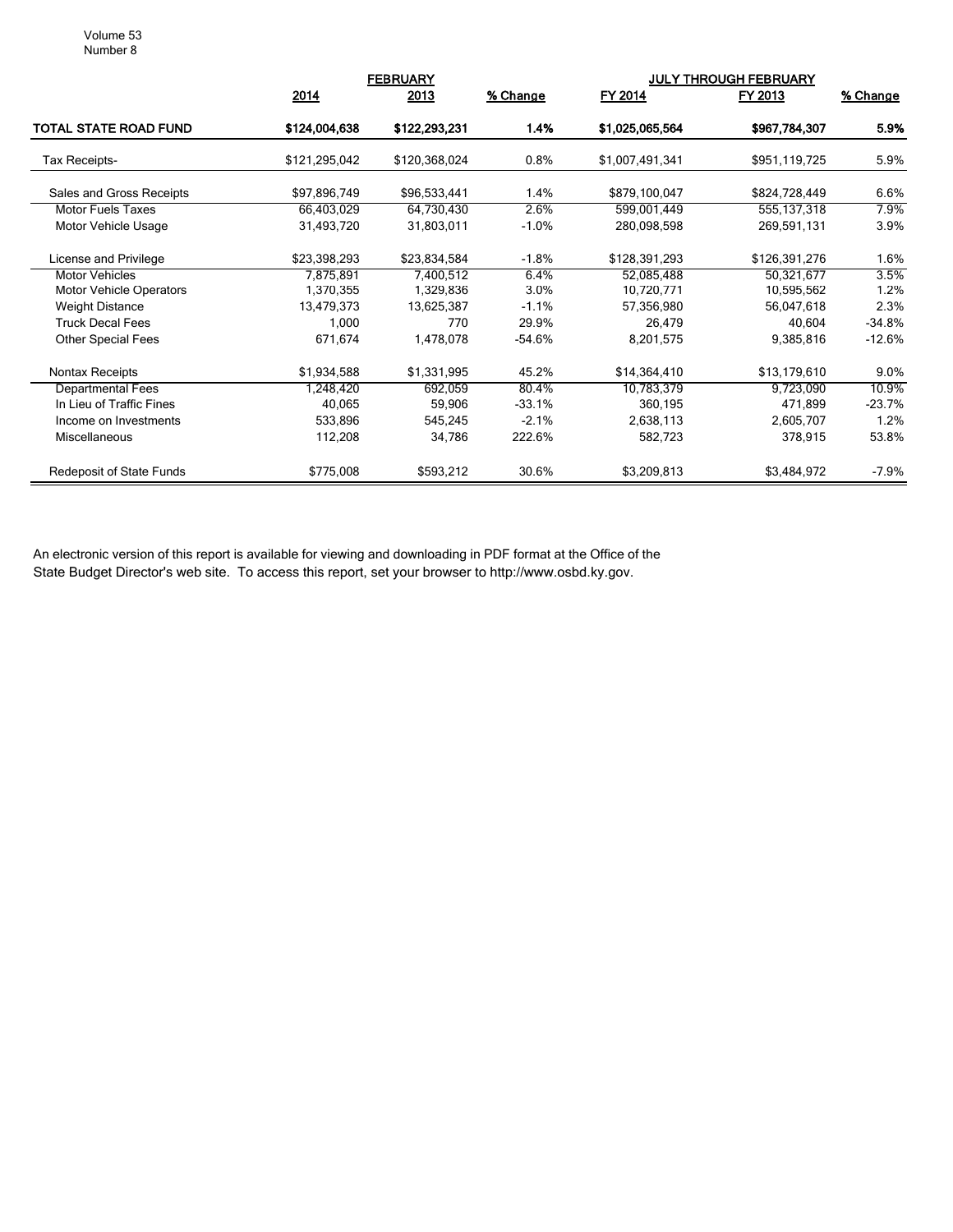| | FEBRUARY | | | JULY THROUGH FEBRUARY | | |
|---|---|---|---|---|---|---|
| | 2014 | 2013 | % Change | FY 2014 | FY 2013 | % Change |
| **TOTAL STATE ROAD FUND** | **$124,004,638** | **$122,293,231** | **1.4%** | **$1,025,065,564** | **$967,784,307** | **5.9%** |
| Tax Receipts- | $121,295,042 | $120,368,024 | 0.8% | $1,007,491,341 | $951,119,725 | 5.9% |
| Sales and Gross Receipts | $97,896,749 | $96,533,441 | 1.4% | $879,100,047 | $824,728,449 | 6.6% |
| Motor Fuels Taxes | 66,403,029 | 64,730,430 | 2.6% | 599,001,449 | 555,137,318 | 7.9% |
| Motor Vehicle Usage | 31,493,720 | 31,803,011 | -1.0% | 280,098,598 | 269,591,131 | 3.9% |
| License and Privilege | $23,398,293 | $23,834,584 | -1.8% | $128,391,293 | $126,391,276 | 1.6% |
| Motor Vehicles | 7,875,891 | 7,400,512 | 6.4% | 52,085,488 | 50,321,677 | 3.5% |
| Motor Vehicle Operators | 1,370,355 | 1,329,836 | 3.0% | 10,720,771 | 10,595,562 | 1.2% |
| Weight Distance | 13,479,373 | 13,625,387 | -1.1% | 57,356,980 | 56,047,618 | 2.3% |
| Truck Decal Fees | 1,000 | 770 | 29.9% | 26,479 | 40,604 | -34.8% |
| Other Special Fees | 671,674 | 1,478,078 | -54.6% | 8,201,575 | 9,385,816 | -12.6% |
| Nontax Receipts | $1,934,588 | $1,331,995 | 45.2% | $14,364,410 | $13,179,610 | 9.0% |
| Departmental Fees | 1,248,420 | 692,059 | 80.4% | 10,783,379 | 9,723,090 | 10.9% |
| In Lieu of Traffic Fines | 40,065 | 59,906 | -33.1% | 360,195 | 471,899 | -23.7% |
| Income on Investments | 533,896 | 545,245 | -2.1% | 2,638,113 | 2,605,707 | 1.2% |
| Miscellaneous | 112,208 | 34,786 | 222.6% | 582,723 | 378,915 | 53.8% |
| Redeposit of State Funds | $775,008 | $593,212 | 30.6% | $3,209,813 | $3,484,972 | -7.9% |

An electronic version of this report is available for viewing and downloading in PDF format at the Office of the State Budget Director's web site. To access this report, set your browser to http://www.osbd.ky.gov.